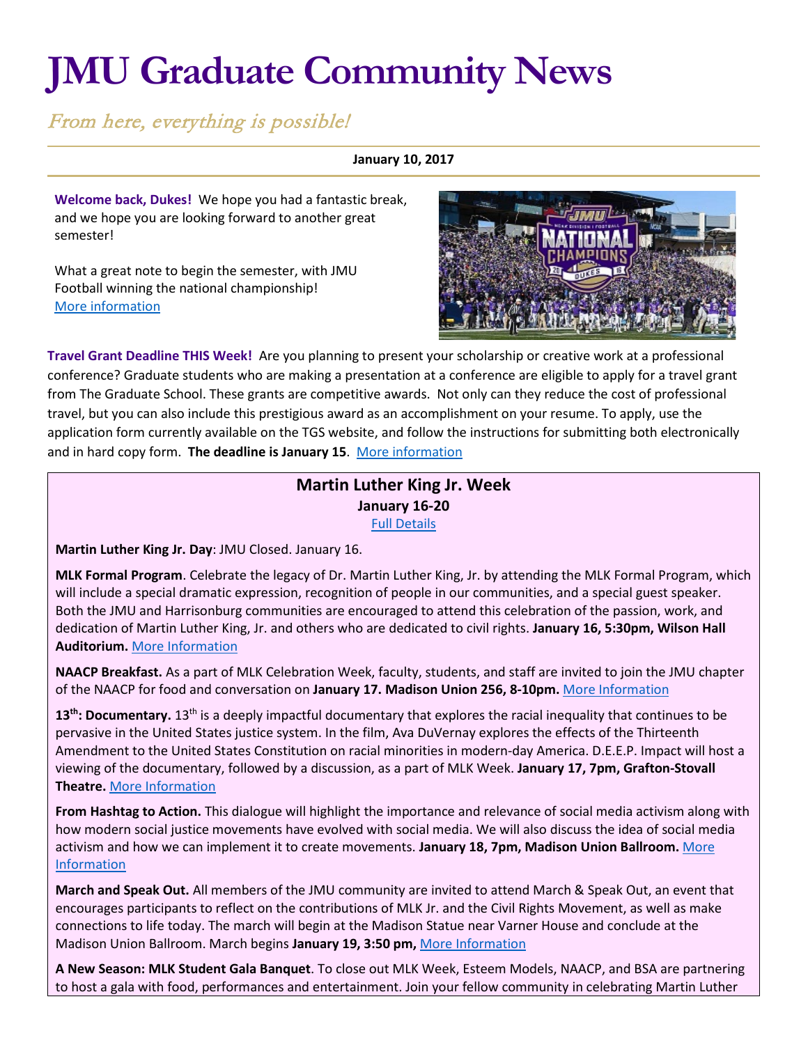# JMU Graduate Community News

*From here, everything is possible!*

**January 10, 2017**

**Welcome back, Dukes!** We hope you had a fantastic break, and we hope you are looking forward to another great semester!

What a great note to begin the semester, with JMU Football winning the national championship! [More information]

**Travel Grant Deadline THIS Week!** Are you planning to present your scholarship or creative work at a professional conference? Graduate students who are making a presentation at a conference are eligible to apply for a travel grant from The Graduate School. These grants are competitive awards. Not only can they reduce the cost of professional travel, but you can also include this prestigious award as an accomplishment on your resume. To apply, use the application form currently available on the TGS website, and follow the instructions for submitting both electronically and in hard copy form. **The deadline is January 15**. [More information]

## Martin Luther King Jr. Week

**January 16-20**

[Full Details]

**Martin Luther King Jr. Day**: JMU Closed. January 16.

**MLK Formal Program**. Celebrate the legacy of Dr. Martin Luther King, Jr. by attending the MLK Formal Program, which will include a special dramatic expression, recognition of people in our communities, and a special guest speaker. Both the JMU and Harrisonburg communities are encouraged to attend this celebration of the passion, work, and dedication of Martin Luther King, Jr. and others who are dedicated to civil rights. **January 16, 5:30pm, Wilson Hall Auditorium.** [More Information]

**NAACP Breakfast.** As a part of MLK Celebration Week, faculty, students, and staff are invited to join the JMU chapter of the NAACP for food and conversation on **January 17. Madison Union 256, 8-10pm.** [More Information]

**13th: Documentary.** 13th is a deeply impactful documentary that explores the racial inequality that continues to be pervasive in the United States justice system. In the film, Ava DuVernay explores the effects of the Thirteenth Amendment to the United States Constitution on racial minorities in modern-day America. D.E.E.P. Impact will host a viewing of the documentary, followed by a discussion, as a part of MLK Week. **January 17, 7pm, Grafton-Stovall Theatre.** [More Information]

**From Hashtag to Action.** This dialogue will highlight the importance and relevance of social media activism along with how modern social justice movements have evolved with social media. We will also discuss the idea of social media activism and how we can implement it to create movements. **January 18, 7pm, Madison Union Ballroom.** [More Information]

**March and Speak Out.** All members of the JMU community are invited to attend March & Speak Out, an event that encourages participants to reflect on the contributions of MLK Jr. and the Civil Rights Movement, as well as make connections to life today. The march will begin at the Madison Statue near Varner House and conclude at the Madison Union Ballroom. March begins **January 19, 3:50 pm,** [More Information]

**A New Season: MLK Student Gala Banquet**. To close out MLK Week, Esteem Models, NAACP, and BSA are partnering to host a gala with food, performances and entertainment. Join your fellow community in celebrating Martin Luther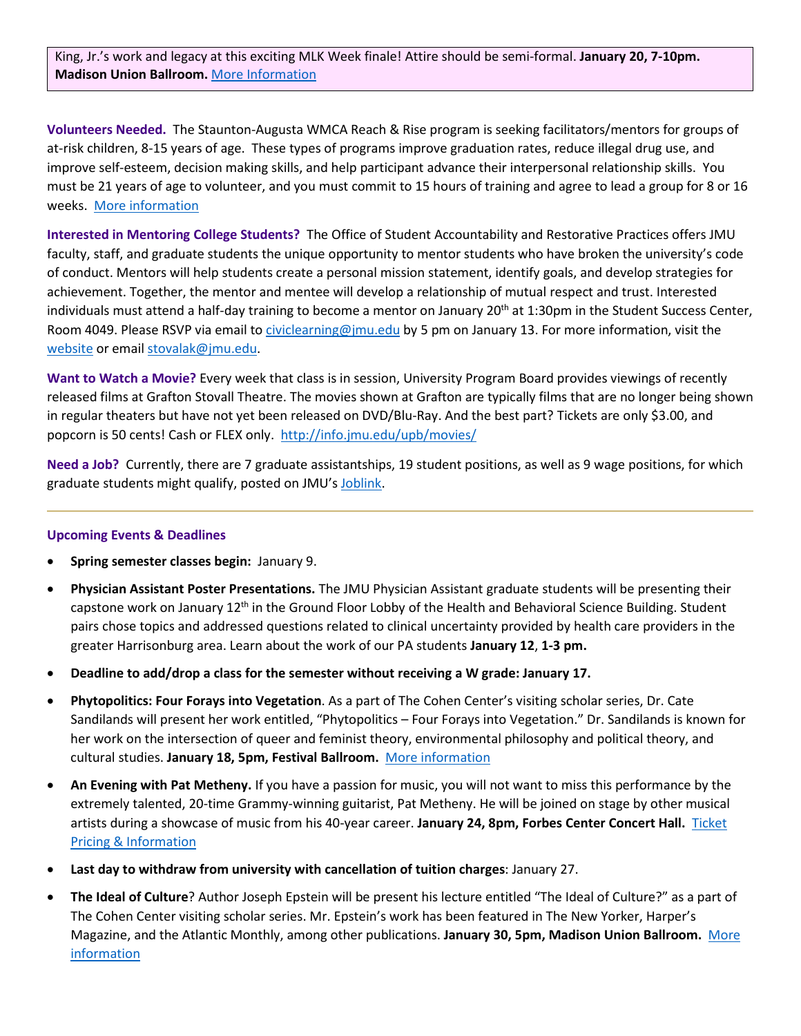King, Jr.'s work and legacy at this exciting MLK Week finale! Attire should be semi-formal. **January 20, 7-10pm. Madison Union Ballroom.** More Information

**Volunteers Needed.** The Staunton-Augusta WMCA Reach & Rise program is seeking facilitators/mentors for groups of at-risk children, 8-15 years of age. These types of programs improve graduation rates, reduce illegal drug use, and improve self-esteem, decision making skills, and help participant advance their interpersonal relationship skills. You must be 21 years of age to volunteer, and you must commit to 15 hours of training and agree to lead a group for 8 or 16 weeks. More information

**Interested in Mentoring College Students?** The Office of Student Accountability and Restorative Practices offers JMU faculty, staff, and graduate students the unique opportunity to mentor students who have broken the university's code of conduct. Mentors will help students create a personal mission statement, identify goals, and develop strategies for achievement. Together, the mentor and mentee will develop a relationship of mutual respect and trust. Interested individuals must attend a half-day training to become a mentor on January 20th at 1:30pm in the Student Success Center, Room 4049. Please RSVP via email to civiclearning@jmu.edu by 5 pm on January 13. For more information, visit the website or email stovalak@jmu.edu.

**Want to Watch a Movie?** Every week that class is in session, University Program Board provides viewings of recently released films at Grafton Stovall Theatre. The movies shown at Grafton are typically films that are no longer being shown in regular theaters but have not yet been released on DVD/Blu-Ray. And the best part? Tickets are only $3.00, and popcorn is 50 cents! Cash or FLEX only. http://info.jmu.edu/upb/movies/

**Need a Job?** Currently, there are 7 graduate assistantships, 19 student positions, as well as 9 wage positions, for which graduate students might qualify, posted on JMU's Joblink.

---

**Upcoming Events & Deadlines**

- **Spring semester classes begin:** January 9.
- **Physician Assistant Poster Presentations.** The JMU Physician Assistant graduate students will be presenting their capstone work on January 12th in the Ground Floor Lobby of the Health and Behavioral Science Building. Student pairs chose topics and addressed questions related to clinical uncertainty provided by health care providers in the greater Harrisonburg area. Learn about the work of our PA students **January 12**, **1-3 pm.**
- **Deadline to add/drop a class for the semester without receiving a W grade: January 17.**
- **Phytopolitics: Four Forays into Vegetation**. As a part of The Cohen Center's visiting scholar series, Dr. Cate Sandilands will present her work entitled, "Phytopolitics – Four Forays into Vegetation." Dr. Sandilands is known for her work on the intersection of queer and feminist theory, environmental philosophy and political theory, and cultural studies. **January 18, 5pm, Festival Ballroom.** More information
- **An Evening with Pat Metheny.** If you have a passion for music, you will not want to miss this performance by the extremely talented, 20-time Grammy-winning guitarist, Pat Metheny. He will be joined on stage by other musical artists during a showcase of music from his 40-year career. **January 24, 8pm, Forbes Center Concert Hall.** Ticket Pricing & Information
- **Last day to withdraw from university with cancellation of tuition charges**: January 27.
- **The Ideal of Culture**? Author Joseph Epstein will be present his lecture entitled "The Ideal of Culture?" as a part of The Cohen Center visiting scholar series. Mr. Epstein's work has been featured in The New Yorker, Harper's Magazine, and the Atlantic Monthly, among other publications. **January 30, 5pm, Madison Union Ballroom.** More information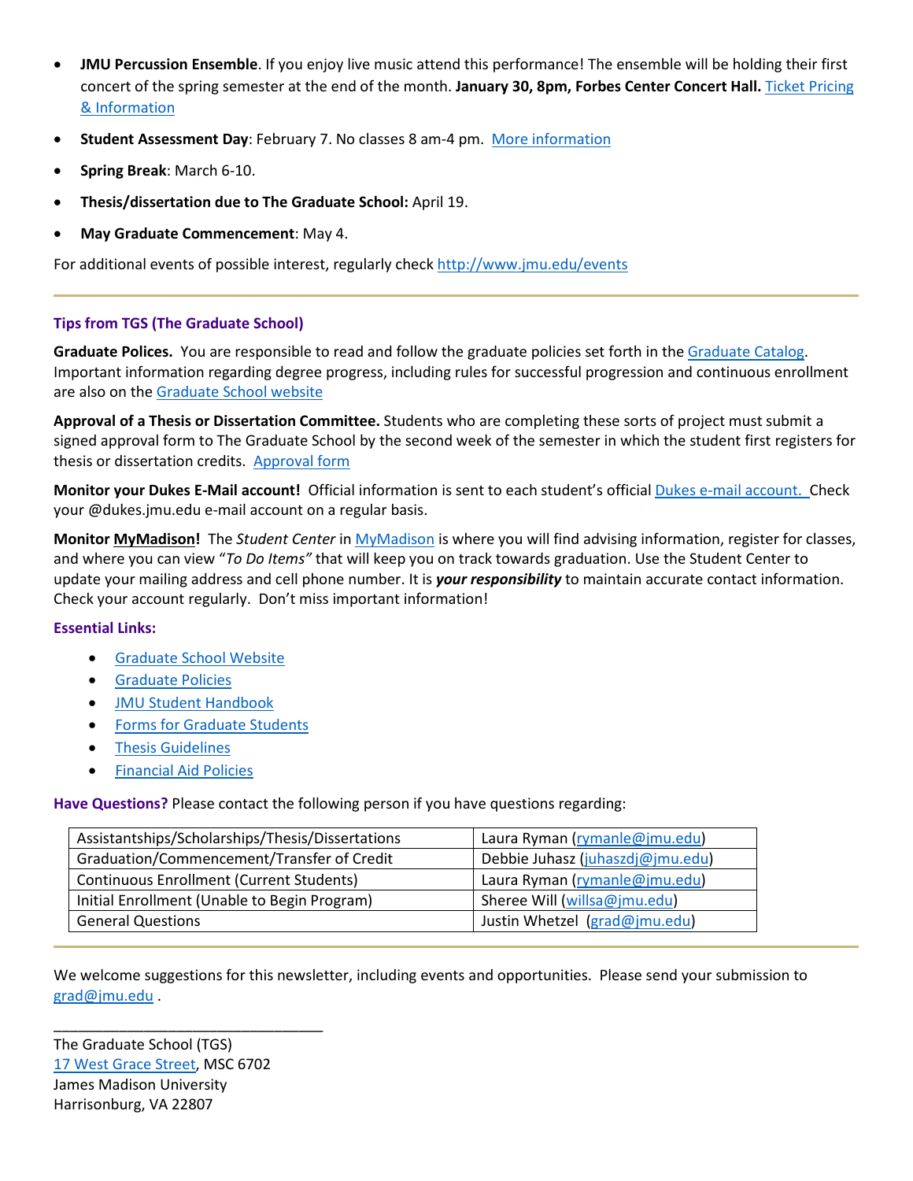- **JMU Percussion Ensemble**. If you enjoy live music attend this performance! The ensemble will be holding their first concert of the spring semester at the end of the month. **January 30, 8pm, Forbes Center Concert Hall.** Ticket Pricing & Information
- **Student Assessment Day**: February 7. No classes 8 am-4 pm. More information
- **Spring Break**: March 6-10.
- **Thesis/dissertation due to The Graduate School:** April 19.
- **May Graduate Commencement**: May 4.

For additional events of possible interest, regularly check http://www.jmu.edu/events

---

### Tips from TGS (The Graduate School)

**Graduate Polices.** You are responsible to read and follow the graduate policies set forth in the Graduate Catalog. Important information regarding degree progress, including rules for successful progression and continuous enrollment are also on the Graduate School website

**Approval of a Thesis or Dissertation Committee.** Students who are completing these sorts of project must submit a signed approval form to The Graduate School by the second week of the semester in which the student first registers for thesis or dissertation credits. Approval form

**Monitor your Dukes E-Mail account!** Official information is sent to each student's official Dukes e-mail account. Check your @dukes.jmu.edu e-mail account on a regular basis.

**Monitor MyMadison!** The *Student Center* in MyMadison is where you will find advising information, register for classes, and where you can view "*To Do Items"* that will keep you on track towards graduation. Use the Student Center to update your mailing address and cell phone number. It is ***your responsibility*** to maintain accurate contact information. Check your account regularly. Don't miss important information!

**Essential Links:**

- Graduate School Website
- Graduate Policies
- JMU Student Handbook
- Forms for Graduate Students
- Thesis Guidelines
- Financial Aid Policies

**Have Questions?** Please contact the following person if you have questions regarding:

| | |
|---|---|
| Assistantships/Scholarships/Thesis/Dissertations | Laura Ryman (rymanle@jmu.edu) |
| Graduation/Commencement/Transfer of Credit | Debbie Juhasz (juhaszdj@jmu.edu) |
| Continuous Enrollment (Current Students) | Laura Ryman (rymanle@jmu.edu) |
| Initial Enrollment (Unable to Begin Program) | Sheree Will (willsa@jmu.edu) |
| General Questions | Justin Whetzel (grad@jmu.edu) |

---

We welcome suggestions for this newsletter, including events and opportunities. Please send your submission to grad@jmu.edu .

\_\_\_\_\_\_\_\_\_\_\_\_\_\_\_\_\_\_\_\_\_\_\_\_\_\_\_\_\_\_\_\_\_\_

The Graduate School (TGS)
17 West Grace Street, MSC 6702
James Madison University
Harrisonburg, VA 22807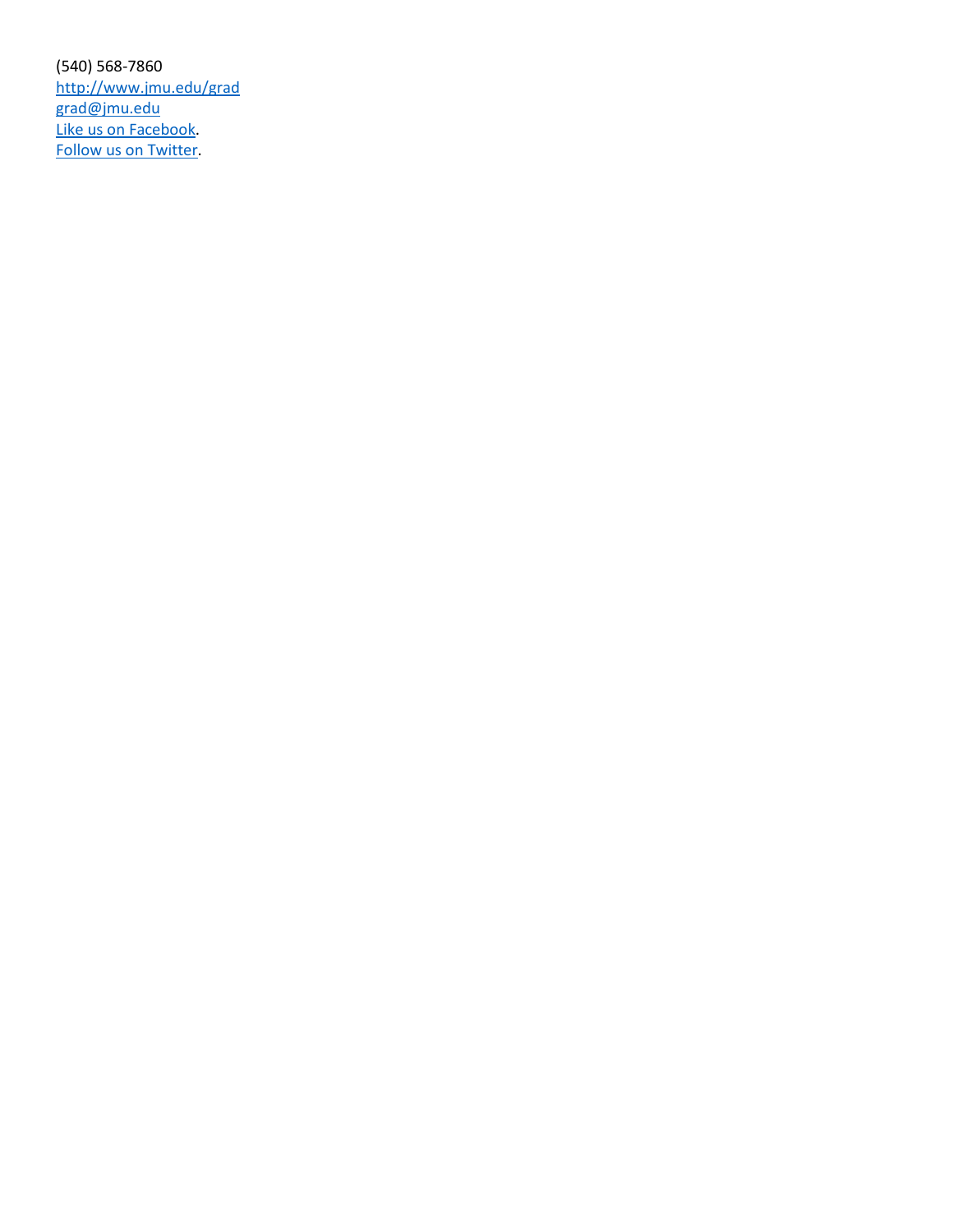(540) 568-7860
[http://www.jmu.edu/grad](http://www.jmu.edu/grad)
[grad@jmu.edu](mailto:grad@jmu.edu)
Like us on Facebook.
Follow us on Twitter.